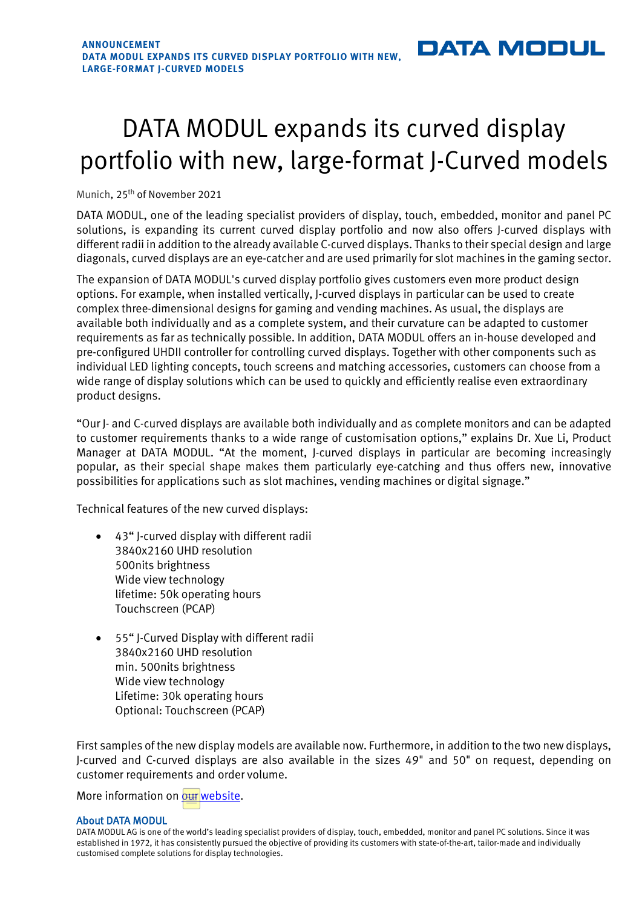**ANNOUNCEMENT**
**DATA MODUL EXPANDS ITS CURVED DISPLAY PORTFOLIO WITH NEW, LARGE-FORMAT J-CURVED MODELS**

# DATA MODUL expands its curved display portfolio with new, large-format J-Curved models

Munich, 25th of November 2021

DATA MODUL, one of the leading specialist providers of display, touch, embedded, monitor and panel PC solutions, is expanding its current curved display portfolio and now also offers J-curved displays with different radii in addition to the already available C-curved displays. Thanks to their special design and large diagonals, curved displays are an eye-catcher and are used primarily for slot machines in the gaming sector.

The expansion of DATA MODUL's curved display portfolio gives customers even more product design options. For example, when installed vertically, J-curved displays in particular can be used to create complex three-dimensional designs for gaming and vending machines. As usual, the displays are available both individually and as a complete system, and their curvature can be adapted to customer requirements as far as technically possible. In addition, DATA MODUL offers an in-house developed and pre-configured UHDII controller for controlling curved displays. Together with other components such as individual LED lighting concepts, touch screens and matching accessories, customers can choose from a wide range of display solutions which can be used to quickly and efficiently realise even extraordinary product designs.

“Our J- and C-curved displays are available both individually and as complete monitors and can be adapted to customer requirements thanks to a wide range of customisation options,” explains Dr. Xue Li, Product Manager at DATA MODUL. “At the moment, J-curved displays in particular are becoming increasingly popular, as their special shape makes them particularly eye-catching and thus offers new, innovative possibilities for applications such as slot machines, vending machines or digital signage.”

Technical features of the new curved displays:

- 43“ J-curved display with different radii
  3840x2160 UHD resolution
  500nits brightness
  Wide view technology
  lifetime: 50k operating hours
  Touchscreen (PCAP)

- 55“ J-Curved Display with different radii
  3840x2160 UHD resolution
  min. 500nits brightness
  Wide view technology
  Lifetime: 30k operating hours
  Optional: Touchscreen (PCAP)

First samples of the new display models are available now. Furthermore, in addition to the two new displays, J-curved and C-curved displays are also available in the sizes 49" and 50" on request, depending on customer requirements and order volume.

More information on our website.

## About DATA MODUL

DATA MODUL AG is one of the world’s leading specialist providers of display, touch, embedded, monitor and panel PC solutions. Since it was established in 1972, it has consistently pursued the objective of providing its customers with state-of-the-art, tailor-made and individually customised complete solutions for display technologies.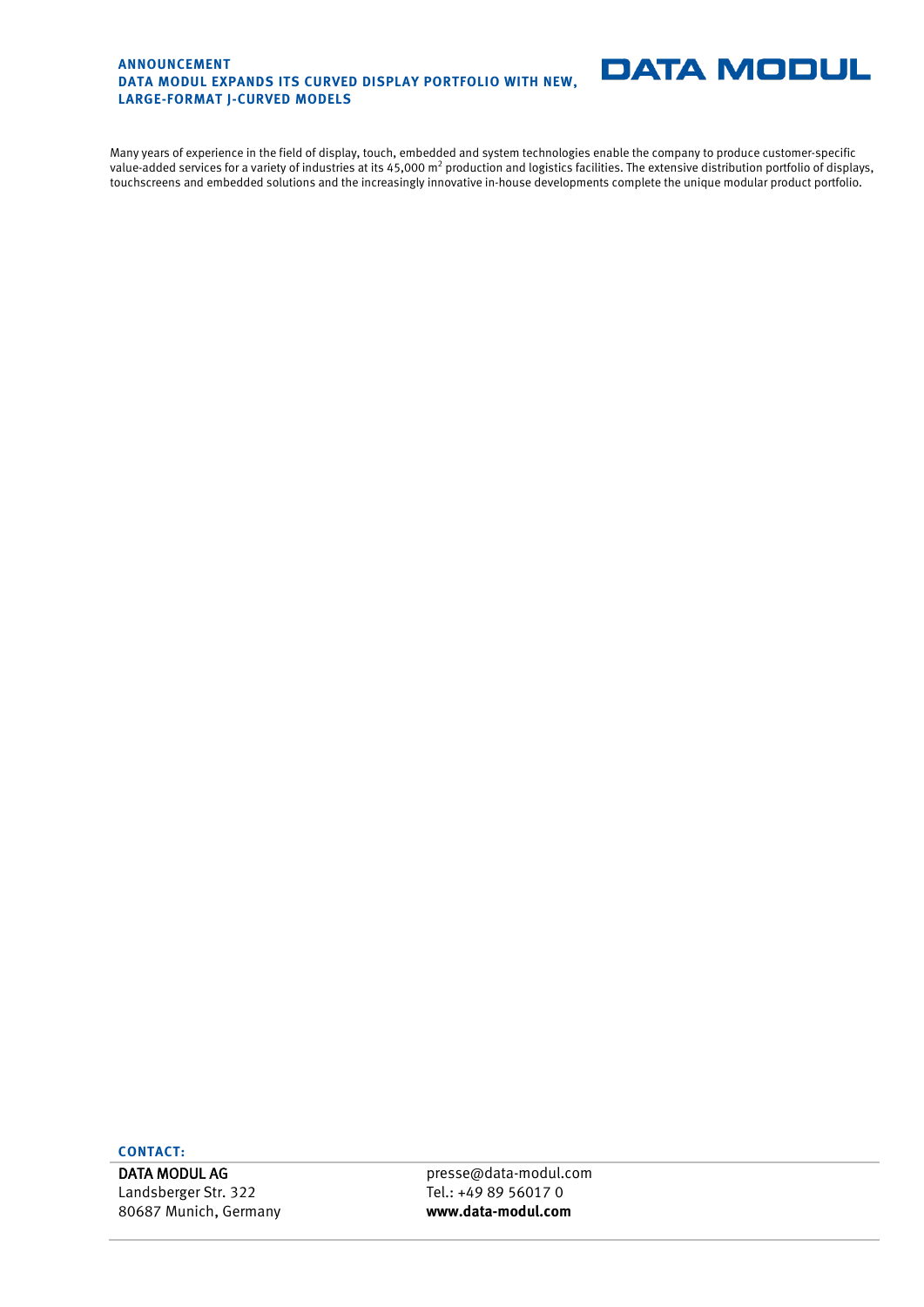Many years of experience in the field of display, touch, embedded and system technologies enable the company to produce customer-specific value-added services for a variety of industries at its 45,000 $m^2$ production and logistics facilities. The extensive distribution portfolio of displays, touchscreens and embedded solutions and the increasingly innovative in-house developments complete the unique modular product portfolio.

**CONTACT:**

DATA MODUL AG
Landsberger Str. 322
80687 Munich, Germany

presse@data-modul.com
Tel.: +49 89 56017 0
**www.data-modul.com**